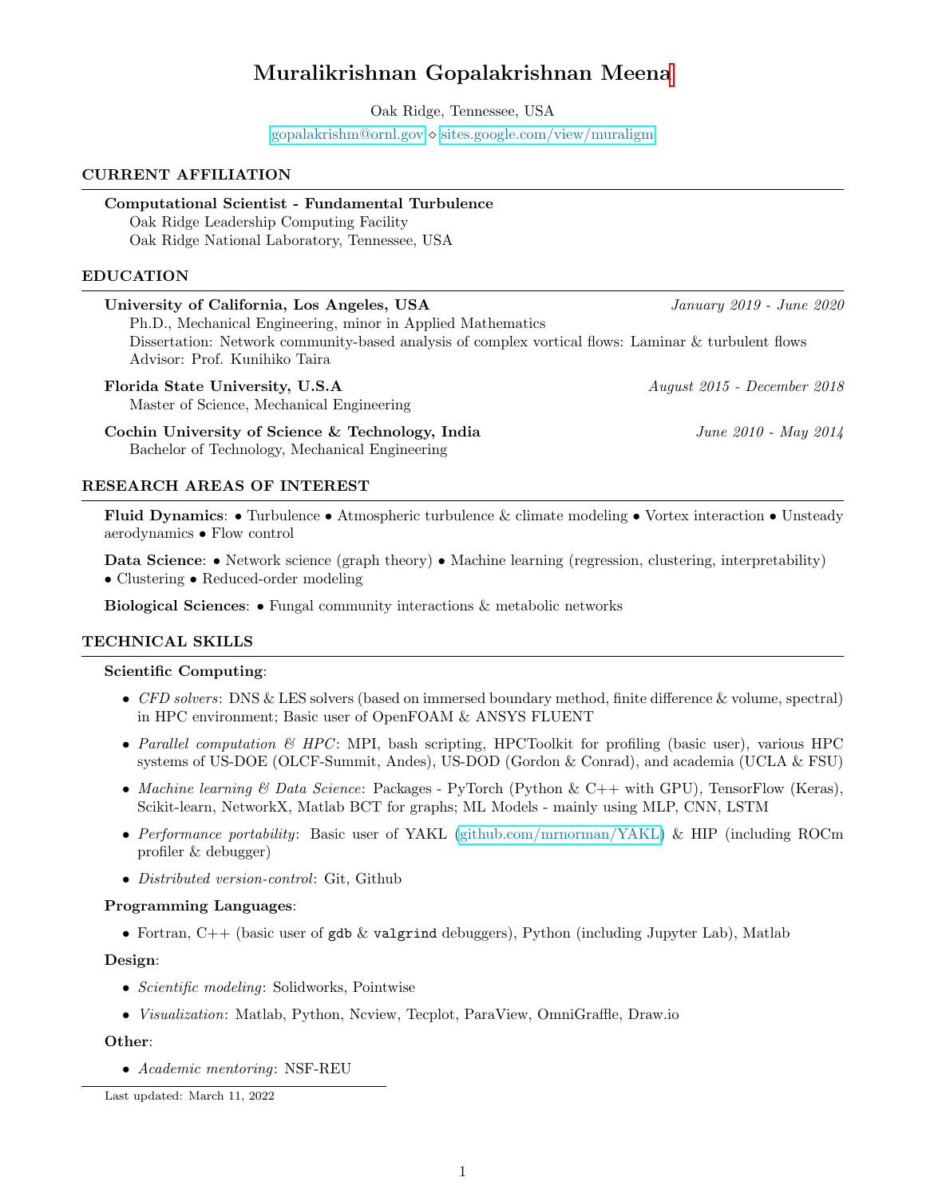# Muralikrishnan Gopalakrishnan Meena

Oak Ridge, Tennessee, USA

gopalakrishm@ornl.gov ⋄ sites.google.com/view/muraligm

## CURRENT AFFILIATION

**Computational Scientist - Fundamental Turbulence**
Oak Ridge Leadership Computing Facility
Oak Ridge National Laboratory, Tennessee, USA

## EDUCATION

**University of California, Los Angeles, USA** — *January 2019 - June 2020*
Ph.D., Mechanical Engineering, minor in Applied Mathematics
Dissertation: Network community-based analysis of complex vortical flows: Laminar & turbulent flows
Advisor: Prof. Kunihiko Taira

**Florida State University, U.S.A** — *August 2015 - December 2018*
Master of Science, Mechanical Engineering

**Cochin University of Science & Technology, India** — *June 2010 - May 2014*
Bachelor of Technology, Mechanical Engineering

## RESEARCH AREAS OF INTEREST

**Fluid Dynamics**: • Turbulence • Atmospheric turbulence & climate modeling • Vortex interaction • Unsteady aerodynamics • Flow control

**Data Science**: • Network science (graph theory) • Machine learning (regression, clustering, interpretability) • Clustering • Reduced-order modeling

**Biological Sciences**: • Fungal community interactions & metabolic networks

## TECHNICAL SKILLS

**Scientific Computing**:

- *CFD solvers*: DNS & LES solvers (based on immersed boundary method, finite difference & volume, spectral) in HPC environment; Basic user of OpenFOAM & ANSYS FLUENT
- *Parallel computation & HPC*: MPI, bash scripting, HPCToolkit for profiling (basic user), various HPC systems of US-DOE (OLCF-Summit, Andes), US-DOD (Gordon & Conrad), and academia (UCLA & FSU)
- *Machine learning & Data Science*: Packages - PyTorch (Python & C++ with GPU), TensorFlow (Keras), Scikit-learn, NetworkX, Matlab BCT for graphs; ML Models - mainly using MLP, CNN, LSTM
- *Performance portability*: Basic user of YAKL (github.com/mrnorman/YAKL) & HIP (including ROCm profiler & debugger)
- *Distributed version-control*: Git, Github

**Programming Languages**:

- Fortran, C++ (basic user of `gdb` & `valgrind` debuggers), Python (including Jupyter Lab), Matlab

**Design**:

- *Scientific modeling*: Solidworks, Pointwise
- *Visualization*: Matlab, Python, Ncview, Tecplot, ParaView, OmniGraffle, Draw.io

**Other**:

- *Academic mentoring*: NSF-REU

Last updated: March 11, 2022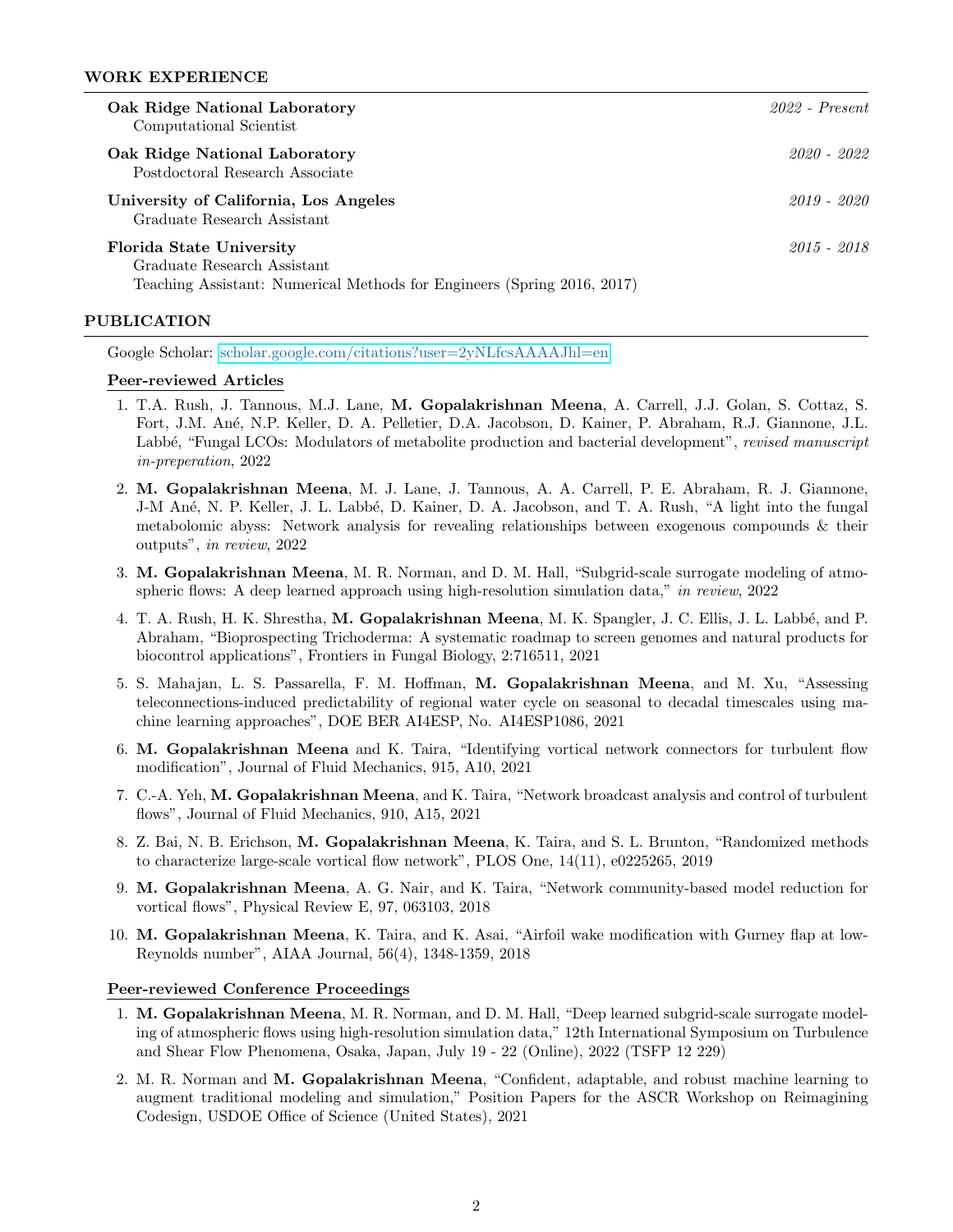## WORK EXPERIENCE

**Oak Ridge National Laboratory** *2022 - Present*
Computational Scientist

**Oak Ridge National Laboratory** *2020 - 2022*
Postdoctoral Research Associate

**University of California, Los Angeles** *2019 - 2020*
Graduate Research Assistant

**Florida State University** *2015 - 2018*
Graduate Research Assistant
Teaching Assistant: Numerical Methods for Engineers (Spring 2016, 2017)

## PUBLICATION

Google Scholar: [scholar.google.com/citations?user=2yNLfcsAAAAJhl=en](scholar.google.com/citations?user=2yNLfcsAAAAJhl=en)

### Peer-reviewed Articles

1. T.A. Rush, J. Tannous, M.J. Lane, **M. Gopalakrishnan Meena**, A. Carrell, J.J. Golan, S. Cottaz, S. Fort, J.M. Ané, N.P. Keller, D. A. Pelletier, D.A. Jacobson, D. Kainer, P. Abraham, R.J. Giannone, J.L. Labbé, "Fungal LCOs: Modulators of metabolite production and bacterial development", *revised manuscript in-preperation*, 2022
2. **M. Gopalakrishnan Meena**, M. J. Lane, J. Tannous, A. A. Carrell, P. E. Abraham, R. J. Giannone, J-M Ané, N. P. Keller, J. L. Labbé, D. Kainer, D. A. Jacobson, and T. A. Rush, "A light into the fungal metabolomic abyss: Network analysis for revealing relationships between exogenous compounds & their outputs", *in review*, 2022
3. **M. Gopalakrishnan Meena**, M. R. Norman, and D. M. Hall, "Subgrid-scale surrogate modeling of atmospheric flows: A deep learned approach using high-resolution simulation data," *in review*, 2022
4. T. A. Rush, H. K. Shrestha, **M. Gopalakrishnan Meena**, M. K. Spangler, J. C. Ellis, J. L. Labbé, and P. Abraham, "Bioprospecting Trichoderma: A systematic roadmap to screen genomes and natural products for biocontrol applications", Frontiers in Fungal Biology, 2:716511, 2021
5. S. Mahajan, L. S. Passarella, F. M. Hoffman, **M. Gopalakrishnan Meena**, and M. Xu, "Assessing teleconnections-induced predictability of regional water cycle on seasonal to decadal timescales using machine learning approaches", DOE BER AI4ESP, No. AI4ESP1086, 2021
6. **M. Gopalakrishnan Meena** and K. Taira, "Identifying vortical network connectors for turbulent flow modification", Journal of Fluid Mechanics, 915, A10, 2021
7. C.-A. Yeh, **M. Gopalakrishnan Meena**, and K. Taira, "Network broadcast analysis and control of turbulent flows", Journal of Fluid Mechanics, 910, A15, 2021
8. Z. Bai, N. B. Erichson, **M. Gopalakrishnan Meena**, K. Taira, and S. L. Brunton, "Randomized methods to characterize large-scale vortical flow network", PLOS One, 14(11), e0225265, 2019
9. **M. Gopalakrishnan Meena**, A. G. Nair, and K. Taira, "Network community-based model reduction for vortical flows", Physical Review E, 97, 063103, 2018
10. **M. Gopalakrishnan Meena**, K. Taira, and K. Asai, "Airfoil wake modification with Gurney flap at low-Reynolds number", AIAA Journal, 56(4), 1348-1359, 2018

### Peer-reviewed Conference Proceedings

1. **M. Gopalakrishnan Meena**, M. R. Norman, and D. M. Hall, "Deep learned subgrid-scale surrogate modeling of atmospheric flows using high-resolution simulation data," 12th International Symposium on Turbulence and Shear Flow Phenomena, Osaka, Japan, July 19 - 22 (Online), 2022 (TSFP 12 229)
2. M. R. Norman and **M. Gopalakrishnan Meena**, "Confident, adaptable, and robust machine learning to augment traditional modeling and simulation," Position Papers for the ASCR Workshop on Reimagining Codesign, USDOE Office of Science (United States), 2021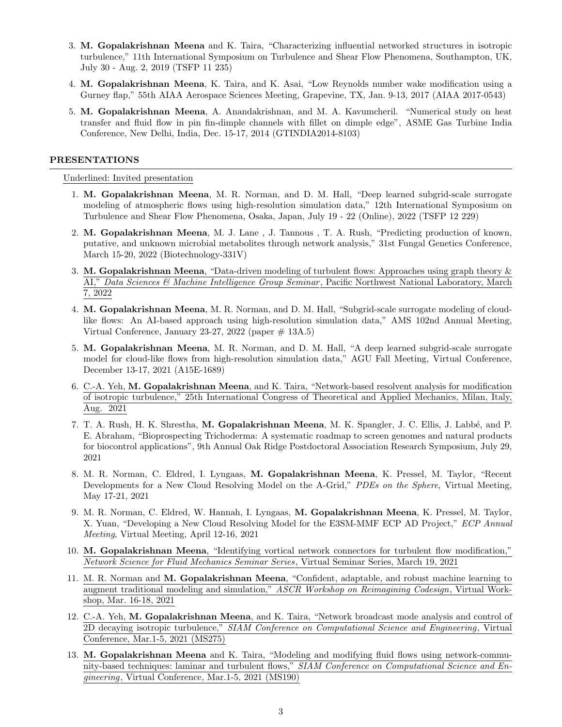3. **M. Gopalakrishnan Meena** and K. Taira, "Characterizing influential networked structures in isotropic turbulence," 11th International Symposium on Turbulence and Shear Flow Phenomena, Southampton, UK, July 30 - Aug. 2, 2019 (TSFP 11 235)

4. **M. Gopalakrishnan Meena**, K. Taira, and K. Asai, "Low Reynolds number wake modification using a Gurney flap," 55th AIAA Aerospace Sciences Meeting, Grapevine, TX, Jan. 9-13, 2017 (AIAA 2017-0543)

5. **M. Gopalakrishnan Meena**, A. Anandakrishnan, and M. A. Kavumcheril. "Numerical study on heat transfer and fluid flow in pin fin-dimple channels with fillet on dimple edge", ASME Gas Turbine India Conference, New Delhi, India, Dec. 15-17, 2014 (GTINDIA2014-8103)

## PRESENTATIONS

<u>Underlined: Invited presentation</u>

1. **M. Gopalakrishnan Meena**, M. R. Norman, and D. M. Hall, "Deep learned subgrid-scale surrogate modeling of atmospheric flows using high-resolution simulation data," 12th International Symposium on Turbulence and Shear Flow Phenomena, Osaka, Japan, July 19 - 22 (Online), 2022 (TSFP 12 229)

2. **M. Gopalakrishnan Meena**, M. J. Lane , J. Tannous , T. A. Rush, "Predicting production of known, putative, and unknown microbial metabolites through network analysis," 31st Fungal Genetics Conference, March 15-20, 2022 (Biotechnology-331V)

3. <u>**M. Gopalakrishnan Meena**, "Data-driven modeling of turbulent flows: Approaches using graph theory & AI," *Data Sciences & Machine Intelligence Group Seminar*, Pacific Northwest National Laboratory, March 7, 2022</u>

4. **M. Gopalakrishnan Meena**, M. R. Norman, and D. M. Hall, "Subgrid-scale surrogate modeling of cloud-like flows: An AI-based approach using high-resolution simulation data," AMS 102nd Annual Meeting, Virtual Conference, January 23-27, 2022 (paper # 13A.5)

5. **M. Gopalakrishnan Meena**, M. R. Norman, and D. M. Hall, "A deep learned subgrid-scale surrogate model for cloud-like flows from high-resolution simulation data," AGU Fall Meeting, Virtual Conference, December 13-17, 2021 (A15E-1689)

6. <u>C.-A. Yeh, **M. Gopalakrishnan Meena**, and K. Taira, "Network-based resolvent analysis for modification of isotropic turbulence," 25th International Congress of Theoretical and Applied Mechanics, Milan, Italy, Aug. 2021</u>

7. T. A. Rush, H. K. Shrestha, **M. Gopalakrishnan Meena**, M. K. Spangler, J. C. Ellis, J. Labbé, and P. E. Abraham, "Bioprospecting Trichoderma: A systematic roadmap to screen genomes and natural products for biocontrol applications", 9th Annual Oak Ridge Postdoctoral Association Research Symposium, July 29, 2021

8. M. R. Norman, C. Eldred, I. Lyngaas, **M. Gopalakrishnan Meena**, K. Pressel, M. Taylor, "Recent Developments for a New Cloud Resolving Model on the A-Grid," *PDEs on the Sphere*, Virtual Meeting, May 17-21, 2021

9. M. R. Norman, C. Eldred, W. Hannah, I. Lyngaas, **M. Gopalakrishnan Meena**, K. Pressel, M. Taylor, X. Yuan, "Developing a New Cloud Resolving Model for the E3SM-MMF ECP AD Project," *ECP Annual Meeting*, Virtual Meeting, April 12-16, 2021

10. <u>**M. Gopalakrishnan Meena**, "Identifying vortical network connectors for turbulent flow modification," *Network Science for Fluid Mechanics Seminar Series*, Virtual Seminar Series, March 19, 2021</u>

11. <u>M. R. Norman and **M. Gopalakrishnan Meena**, "Confident, adaptable, and robust machine learning to augment traditional modeling and simulation," *ASCR Workshop on Reimagining Codesign*, Virtual Workshop, Mar. 16-18, 2021</u>

12. <u>C.-A. Yeh, **M. Gopalakrishnan Meena**, and K. Taira, "Network broadcast mode analysis and control of 2D decaying isotropic turbulence," *SIAM Conference on Computational Science and Engineering*, Virtual Conference, Mar.1-5, 2021 (MS275)</u>

13. <u>**M. Gopalakrishnan Meena** and K. Taira, "Modeling and modifying fluid flows using network-community-based techniques: laminar and turbulent flows," *SIAM Conference on Computational Science and Engineering*, Virtual Conference, Mar.1-5, 2021 (MS190)</u>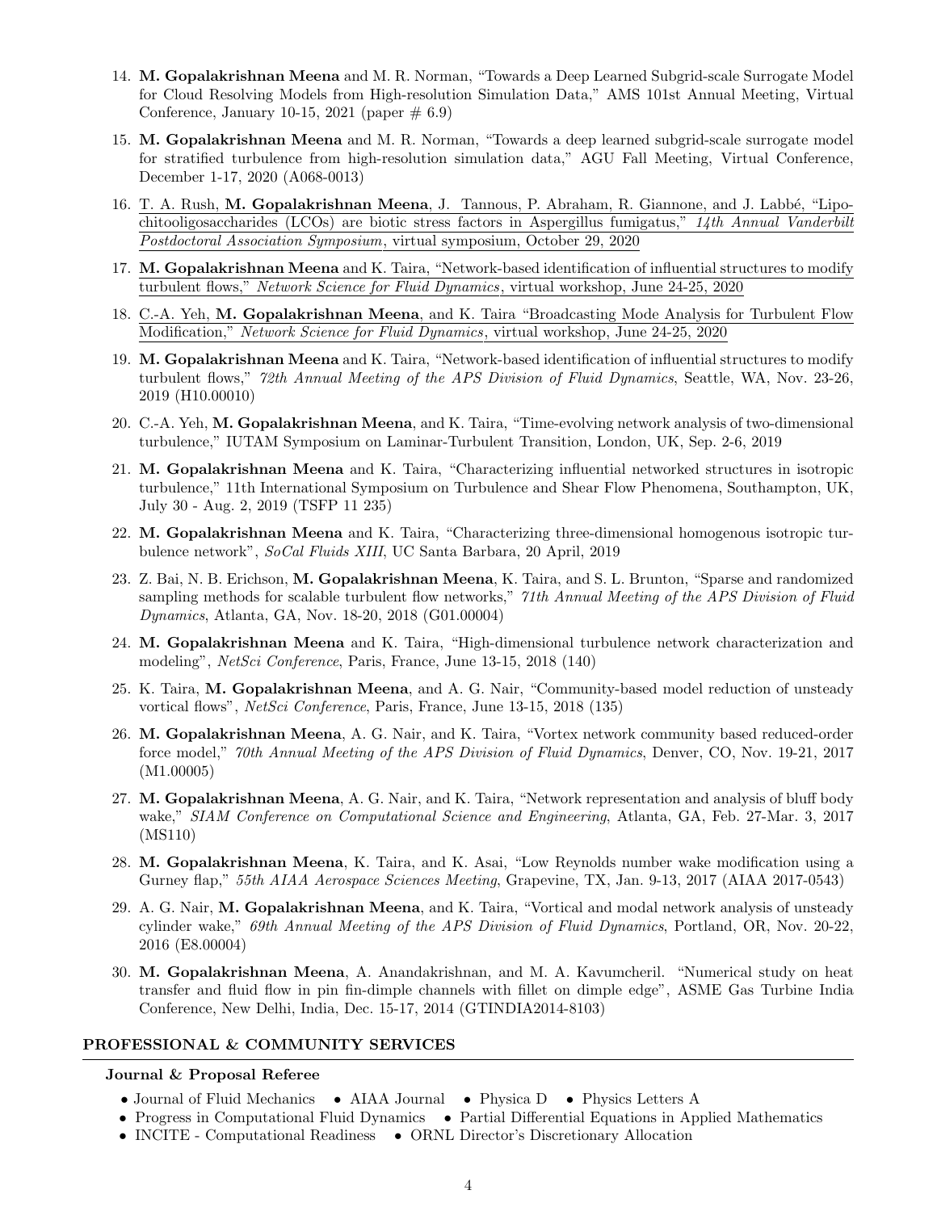14. **M. Gopalakrishnan Meena** and M. R. Norman, "Towards a Deep Learned Subgrid-scale Surrogate Model for Cloud Resolving Models from High-resolution Simulation Data," AMS 101st Annual Meeting, Virtual Conference, January 10-15, 2021 (paper # 6.9)

15. **M. Gopalakrishnan Meena** and M. R. Norman, "Towards a deep learned subgrid-scale surrogate model for stratified turbulence from high-resolution simulation data," AGU Fall Meeting, Virtual Conference, December 1-17, 2020 (A068-0013)

16. T. A. Rush, **M. Gopalakrishnan Meena**, J. Tannous, P. Abraham, R. Giannone, and J. Labbé, "Lipo-chitooligosaccharides (LCOs) are biotic stress factors in Aspergillus fumigatus," *14th Annual Vanderbilt Postdoctoral Association Symposium*, virtual symposium, October 29, 2020

17. **M. Gopalakrishnan Meena** and K. Taira, "Network-based identification of influential structures to modify turbulent flows," *Network Science for Fluid Dynamics*, virtual workshop, June 24-25, 2020

18. C.-A. Yeh, **M. Gopalakrishnan Meena**, and K. Taira "Broadcasting Mode Analysis for Turbulent Flow Modification," *Network Science for Fluid Dynamics*, virtual workshop, June 24-25, 2020

19. **M. Gopalakrishnan Meena** and K. Taira, "Network-based identification of influential structures to modify turbulent flows," *72th Annual Meeting of the APS Division of Fluid Dynamics*, Seattle, WA, Nov. 23-26, 2019 (H10.00010)

20. C.-A. Yeh, **M. Gopalakrishnan Meena**, and K. Taira, "Time-evolving network analysis of two-dimensional turbulence," IUTAM Symposium on Laminar-Turbulent Transition, London, UK, Sep. 2-6, 2019

21. **M. Gopalakrishnan Meena** and K. Taira, "Characterizing influential networked structures in isotropic turbulence," 11th International Symposium on Turbulence and Shear Flow Phenomena, Southampton, UK, July 30 - Aug. 2, 2019 (TSFP 11 235)

22. **M. Gopalakrishnan Meena** and K. Taira, "Characterizing three-dimensional homogenous isotropic turbulence network", *SoCal Fluids XIII*, UC Santa Barbara, 20 April, 2019

23. Z. Bai, N. B. Erichson, **M. Gopalakrishnan Meena**, K. Taira, and S. L. Brunton, "Sparse and randomized sampling methods for scalable turbulent flow networks," *71th Annual Meeting of the APS Division of Fluid Dynamics*, Atlanta, GA, Nov. 18-20, 2018 (G01.00004)

24. **M. Gopalakrishnan Meena** and K. Taira, "High-dimensional turbulence network characterization and modeling", *NetSci Conference*, Paris, France, June 13-15, 2018 (140)

25. K. Taira, **M. Gopalakrishnan Meena**, and A. G. Nair, "Community-based model reduction of unsteady vortical flows", *NetSci Conference*, Paris, France, June 13-15, 2018 (135)

26. **M. Gopalakrishnan Meena**, A. G. Nair, and K. Taira, "Vortex network community based reduced-order force model," *70th Annual Meeting of the APS Division of Fluid Dynamics*, Denver, CO, Nov. 19-21, 2017 (M1.00005)

27. **M. Gopalakrishnan Meena**, A. G. Nair, and K. Taira, "Network representation and analysis of bluff body wake," *SIAM Conference on Computational Science and Engineering*, Atlanta, GA, Feb. 27-Mar. 3, 2017 (MS110)

28. **M. Gopalakrishnan Meena**, K. Taira, and K. Asai, "Low Reynolds number wake modification using a Gurney flap," *55th AIAA Aerospace Sciences Meeting*, Grapevine, TX, Jan. 9-13, 2017 (AIAA 2017-0543)

29. A. G. Nair, **M. Gopalakrishnan Meena**, and K. Taira, "Vortical and modal network analysis of unsteady cylinder wake," *69th Annual Meeting of the APS Division of Fluid Dynamics*, Portland, OR, Nov. 20-22, 2016 (E8.00004)

30. **M. Gopalakrishnan Meena**, A. Anandakrishnan, and M. A. Kavumcheril. "Numerical study on heat transfer and fluid flow in pin fin-dimple channels with fillet on dimple edge", ASME Gas Turbine India Conference, New Delhi, India, Dec. 15-17, 2014 (GTINDIA2014-8103)

## PROFESSIONAL & COMMUNITY SERVICES

### Journal & Proposal Referee

- Journal of Fluid Mechanics • AIAA Journal • Physica D • Physics Letters A
- Progress in Computational Fluid Dynamics • Partial Differential Equations in Applied Mathematics
- INCITE - Computational Readiness • ORNL Director's Discretionary Allocation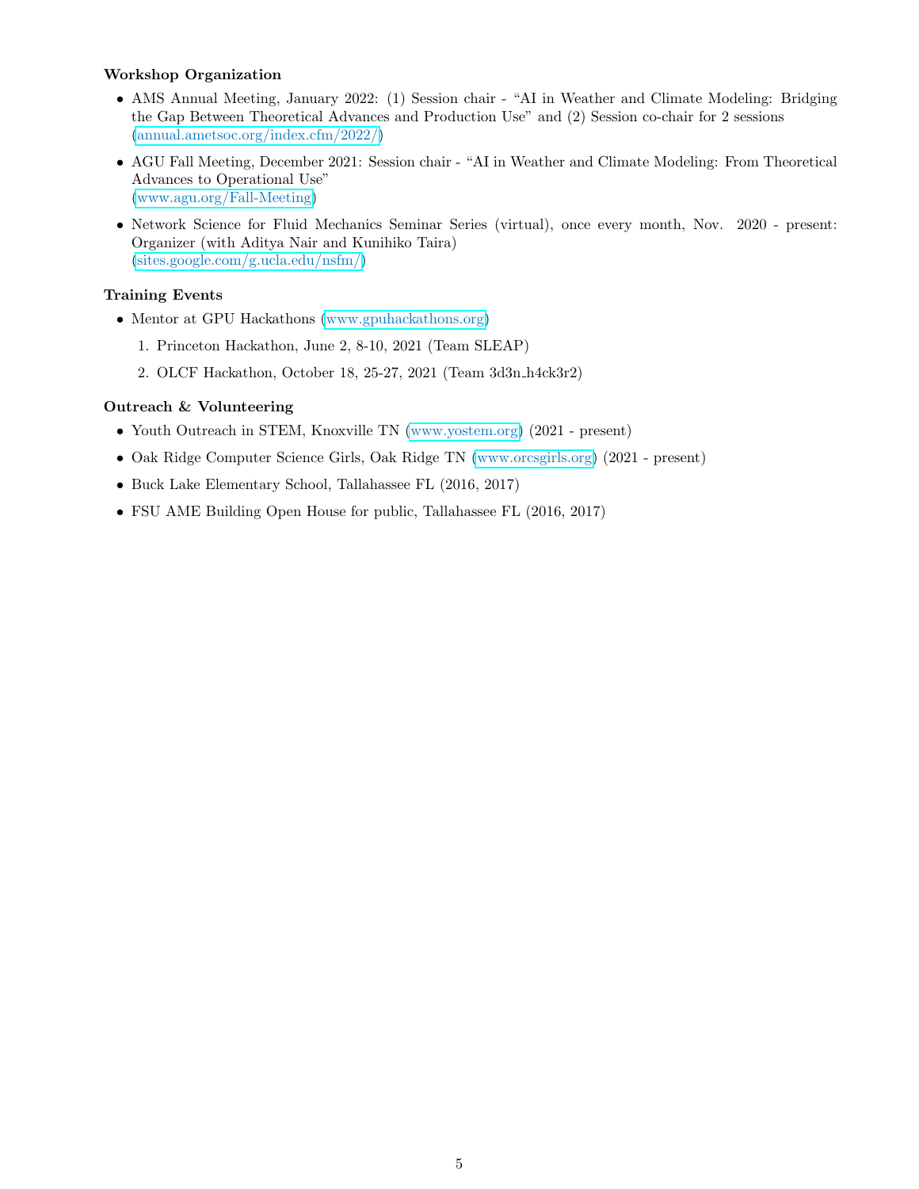**Workshop Organization**

- AMS Annual Meeting, January 2022: (1) Session chair - "AI in Weather and Climate Modeling: Bridging the Gap Between Theoretical Advances and Production Use" and (2) Session co-chair for 2 sessions (annual.ametsoc.org/index.cfm/2022/)
- AGU Fall Meeting, December 2021: Session chair - "AI in Weather and Climate Modeling: From Theoretical Advances to Operational Use" (www.agu.org/Fall-Meeting)
- Network Science for Fluid Mechanics Seminar Series (virtual), once every month, Nov. 2020 - present: Organizer (with Aditya Nair and Kunihiko Taira) (sites.google.com/g.ucla.edu/nsfm/)

**Training Events**

- Mentor at GPU Hackathons (www.gpuhackathons.org)
  1. Princeton Hackathon, June 2, 8-10, 2021 (Team SLEAP)
  2. OLCF Hackathon, October 18, 25-27, 2021 (Team 3d3n_h4ck3r2)

**Outreach & Volunteering**

- Youth Outreach in STEM, Knoxville TN (www.yostem.org) (2021 - present)
- Oak Ridge Computer Science Girls, Oak Ridge TN (www.orcsgirls.org) (2021 - present)
- Buck Lake Elementary School, Tallahassee FL (2016, 2017)
- FSU AME Building Open House for public, Tallahassee FL (2016, 2017)